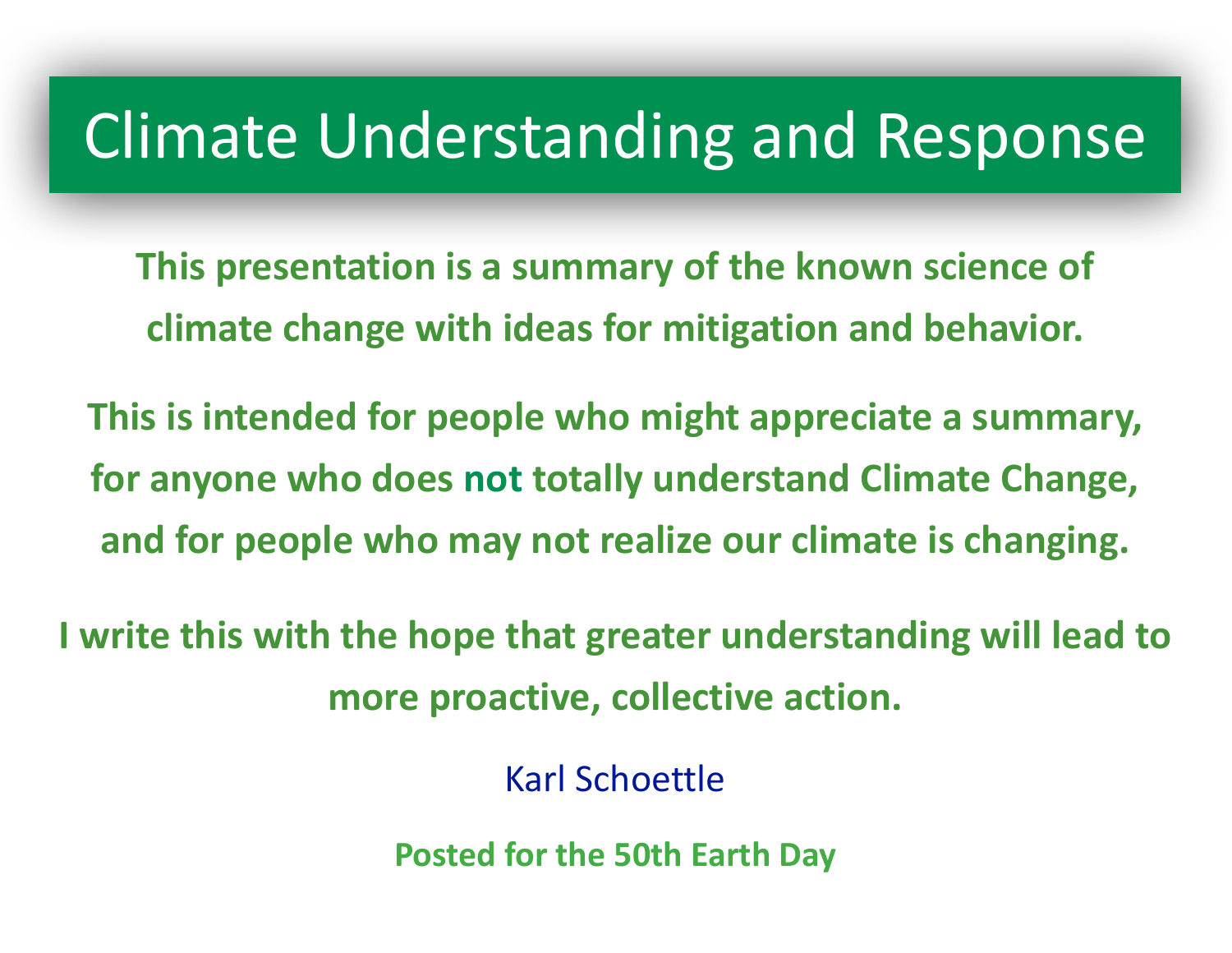# Climate Understanding and Response

**This presentation is a summary of the known science of climate change with ideas for mitigation and behavior.**

**This is intended for people who might appreciate a summary, for anyone who does not totally understand Climate Change, and for people who may not realize our climate is changing.**

**I write this with the hope that greater understanding will lead to more proactive, collective action.**

Karl Schoettle

**Posted for the 50th Earth Day**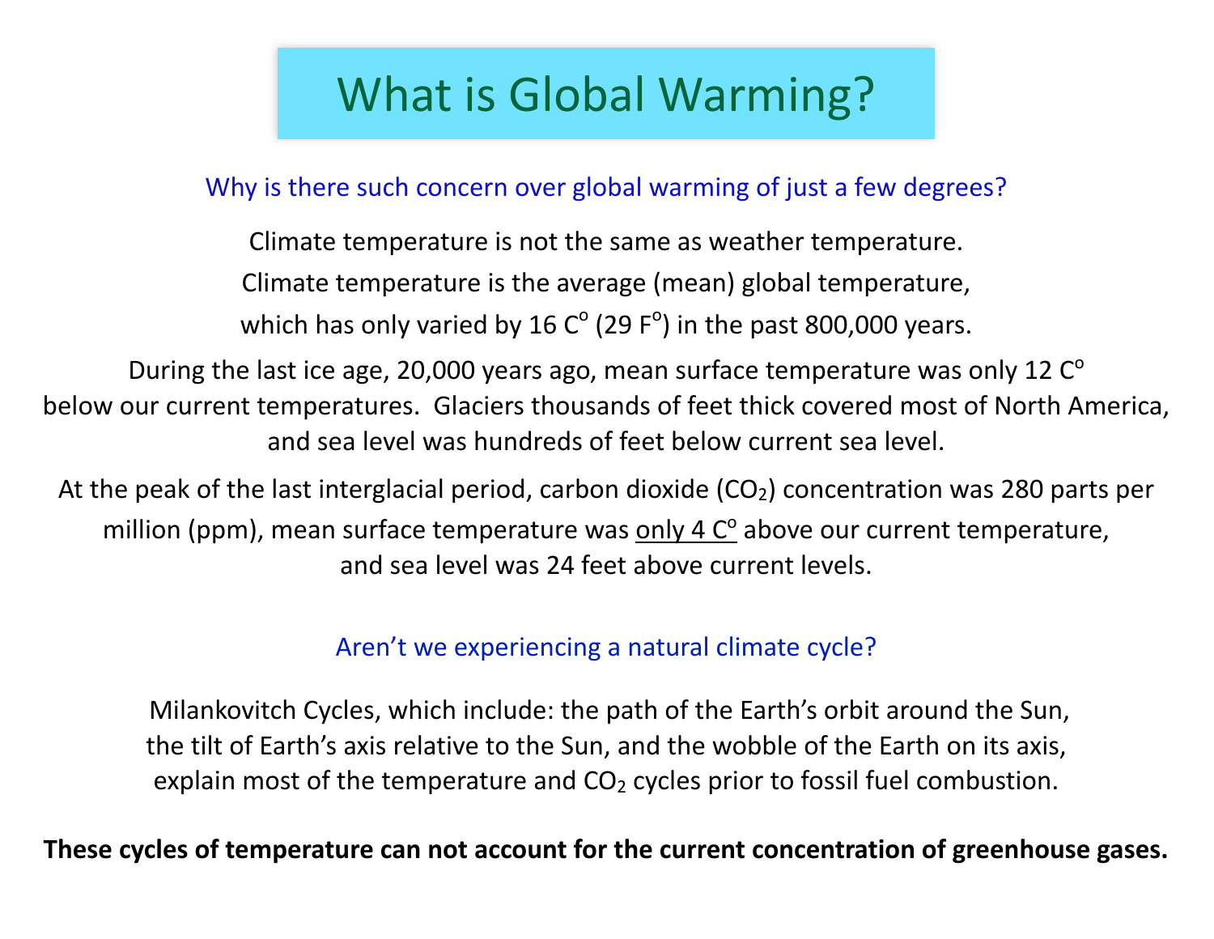# What is Global Warming?

## Why is there such concern over global warming of just a few degrees?

Climate temperature is not the same as weather temperature.

Climate temperature is the average (mean) global temperature, which has only varied by 16 C$^o$ (29 F$^o$) in the past 800,000 years.

During the last ice age, 20,000 years ago, mean surface temperature was only 12 C$^o$ below our current temperatures. Glaciers thousands of feet thick covered most of North America, and sea level was hundreds of feet below current sea level.

At the peak of the last interglacial period, carbon dioxide ($CO_2$) concentration was 280 parts per million (ppm), mean surface temperature was <u>only 4 C$^o$</u> above our current temperature, and sea level was 24 feet above current levels.

## Aren't we experiencing a natural climate cycle?

Milankovitch Cycles, which include: the path of the Earth's orbit around the Sun, the tilt of Earth's axis relative to the Sun, and the wobble of the Earth on its axis, explain most of the temperature and $CO_2$ cycles prior to fossil fuel combustion.

**These cycles of temperature can not account for the current concentration of greenhouse gases.**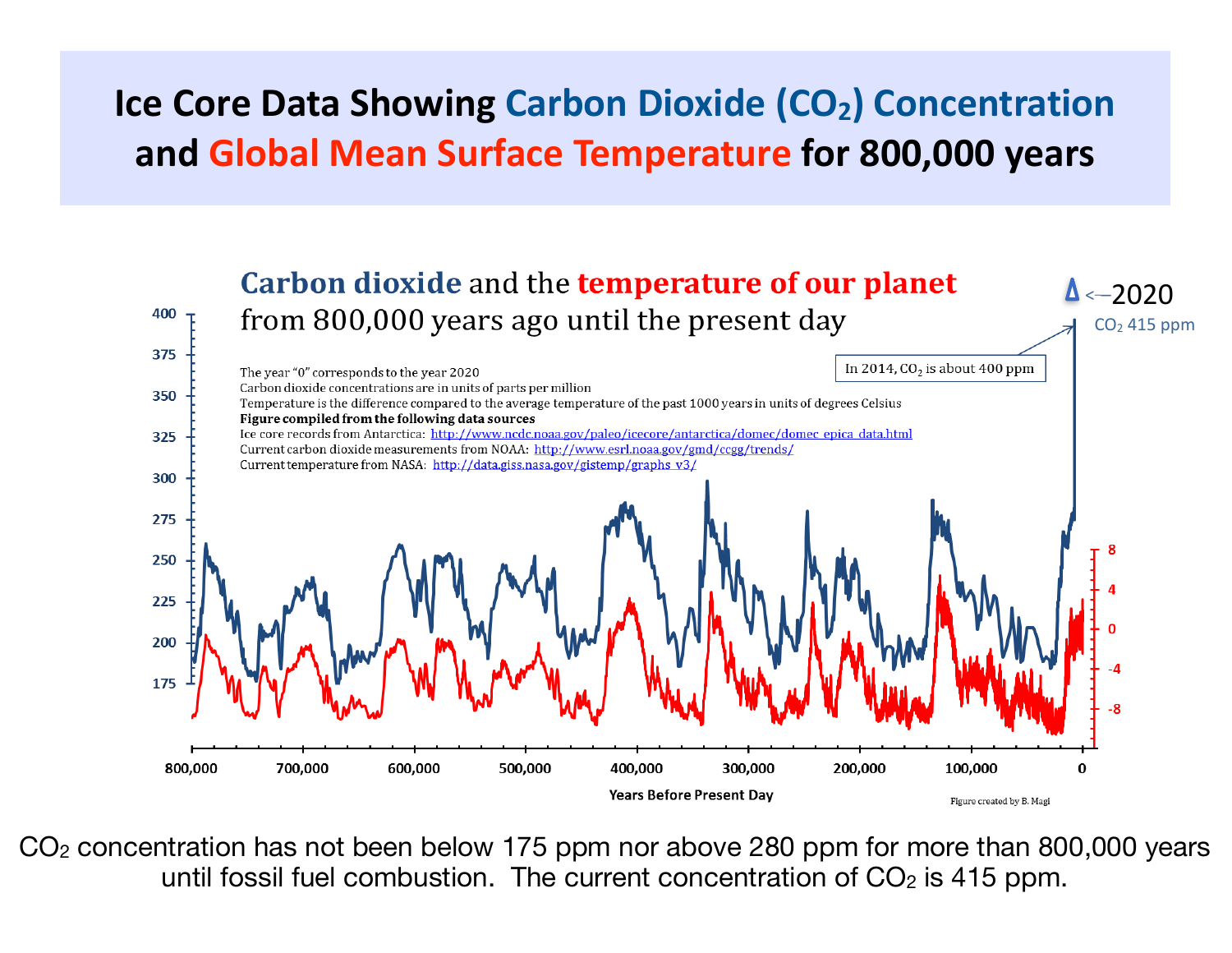# Ice Core Data Showing Carbon Dioxide ($CO_2$) Concentration and Global Mean Surface Temperature for 800,000 years

**Carbon dioxide** and the **temperature of our planet** from 800,000 years ago until the present day

The year "0" corresponds to the year 2020
Carbon dioxide concentrations are in units of parts per million
Temperature is the difference compared to the average temperature of the past 1000 years in units of degrees Celsius
**Figure compiled from the following data sources**
Ice core records from Antarctica: http://www.ncdc.noaa.gov/paleo/icecore/antarctica/domec/domec_epica_data.html
Current carbon dioxide measurements from NOAA: http://www.esrl.noaa.gov/gmd/ccgg/trends/
Current temperature from NASA: http://data.giss.nasa.gov/gistemp/graphs_v3/

In 2014, $CO_2$ is about 400 ppm

<—2020

$CO_2$ 415 ppm

Years Before Present Day

Figure created by B. Magi

$CO_2$ concentration has not been below 175 ppm nor above 280 ppm for more than 800,000 years until fossil fuel combustion. The current concentration of $CO_2$ is 415 ppm.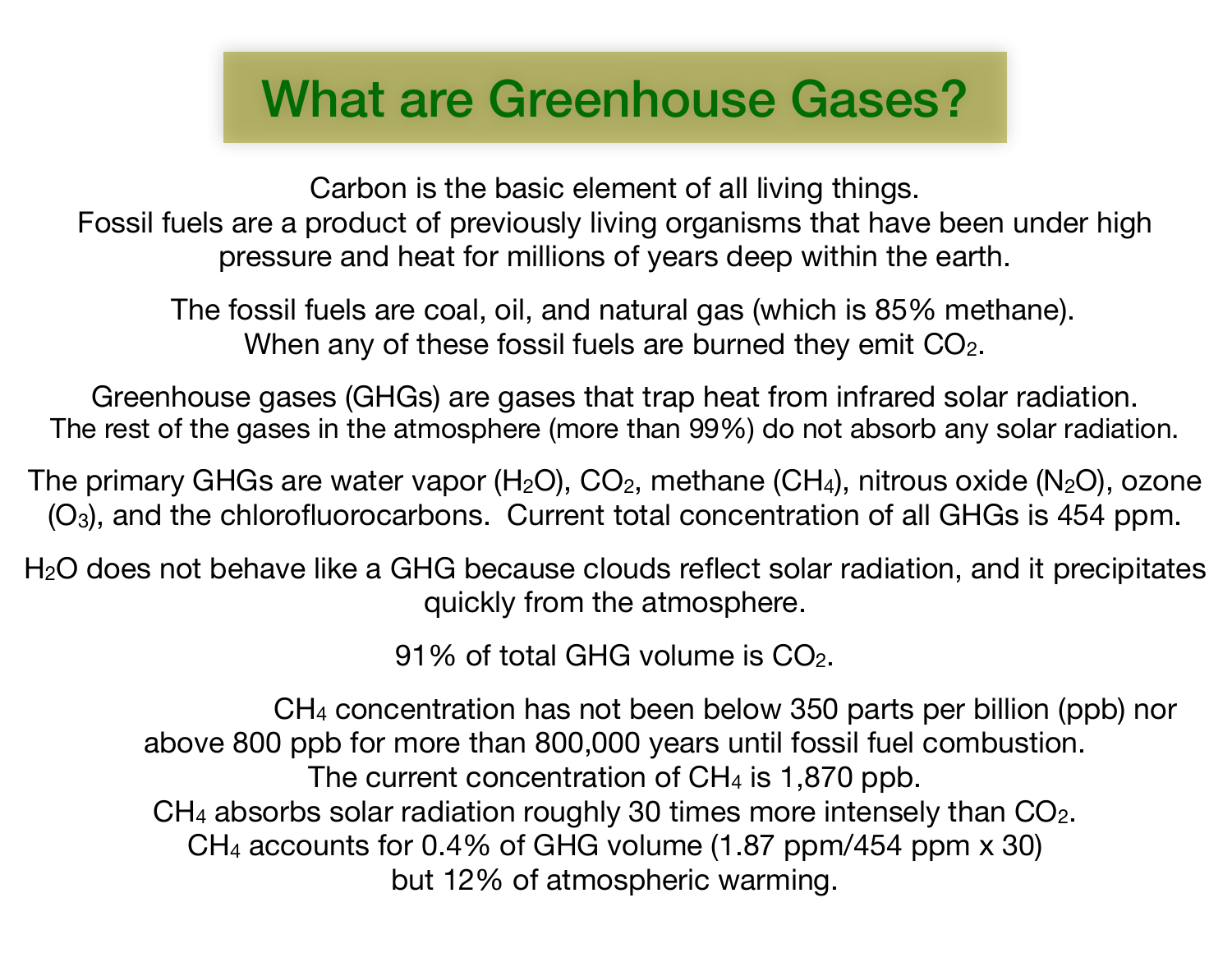# What are Greenhouse Gases?

Carbon is the basic element of all living things.
Fossil fuels are a product of previously living organisms that have been under high pressure and heat for millions of years deep within the earth.

The fossil fuels are coal, oil, and natural gas (which is 85% methane).
When any of these fossil fuels are burned they emit $CO_2$.

Greenhouse gases (GHGs) are gases that trap heat from infrared solar radiation.
The rest of the gases in the atmosphere (more than 99%) do not absorb any solar radiation.

The primary GHGs are water vapor ($H_2O$), $CO_2$, methane ($CH_4$), nitrous oxide ($N_2O$), ozone ($O_3$), and the chlorofluorocarbons. Current total concentration of all GHGs is 454 ppm.

$H_2O$ does not behave like a GHG because clouds reflect solar radiation, and it precipitates quickly from the atmosphere.

91% of total GHG volume is $CO_2$.

$CH_4$ concentration has not been below 350 parts per billion (ppb) nor above 800 ppb for more than 800,000 years until fossil fuel combustion.
The current concentration of $CH_4$ is 1,870 ppb.
$CH_4$ absorbs solar radiation roughly 30 times more intensely than $CO_2$.
$CH_4$ accounts for 0.4% of GHG volume (1.87 ppm/454 ppm x 30)
but 12% of atmospheric warming.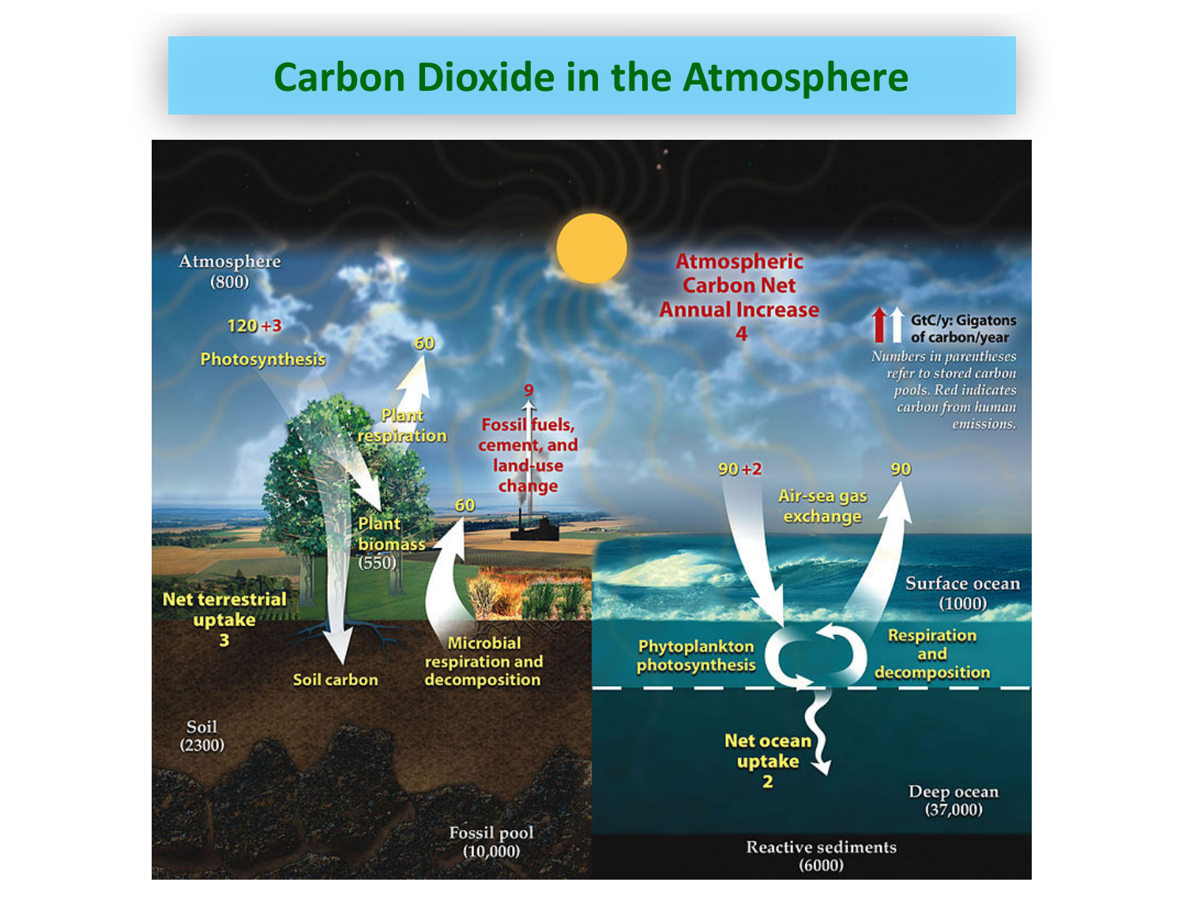# Carbon Dioxide in the Atmosphere

Atmosphere (800)

120 +3

Photosynthesis

60

Plant respiration

9

Fossil fuels, cement, and land-use change

Atmospheric Carbon Net Annual Increase 4

GtC/y: Gigatons of carbon/year

*Numbers in parentheses refer to stored carbon pools. Red indicates carbon from human emissions.*

Plant biomass (550)

60

Net terrestrial uptake 3

Soil carbon

Microbial respiration and decomposition

Soil (2300)

Fossil pool (10,000)

90 +2

90

Air-sea gas exchange

Surface ocean (1000)

Phytoplankton photosynthesis

Respiration and decomposition

Net ocean uptake 2

Deep ocean (37,000)

Reactive sediments (6000)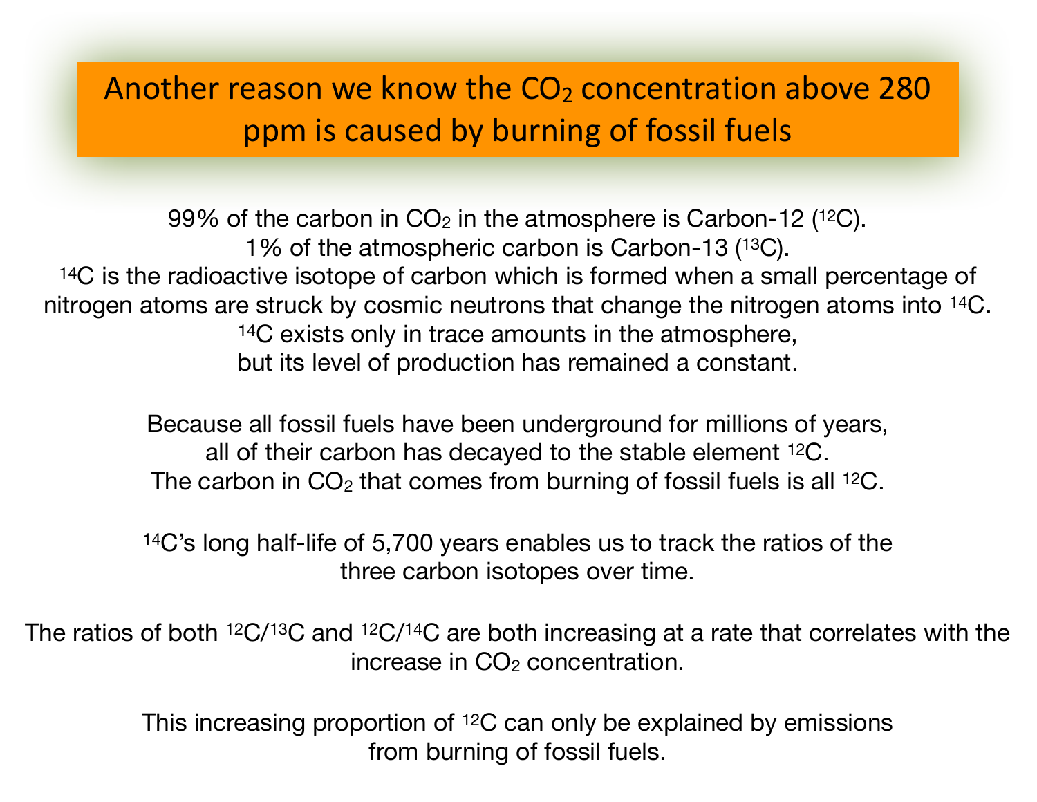# Another reason we know the $CO_2$ concentration above 280 ppm is caused by burning of fossil fuels

99% of the carbon in $CO_2$ in the atmosphere is Carbon-12 ($^{12}C$).
1% of the atmospheric carbon is Carbon-13 ($^{13}C$).
$^{14}C$ is the radioactive isotope of carbon which is formed when a small percentage of nitrogen atoms are struck by cosmic neutrons that change the nitrogen atoms into $^{14}C$.
$^{14}C$ exists only in trace amounts in the atmosphere, but its level of production has remained a constant.

Because all fossil fuels have been underground for millions of years, all of their carbon has decayed to the stable element $^{12}C$.
The carbon in $CO_2$ that comes from burning of fossil fuels is all $^{12}C$.

$^{14}C$'s long half-life of 5,700 years enables us to track the ratios of the three carbon isotopes over time.

The ratios of both $^{12}C/^{13}C$ and $^{12}C/^{14}C$ are both increasing at a rate that correlates with the increase in $CO_2$ concentration.

This increasing proportion of $^{12}C$ can only be explained by emissions from burning of fossil fuels.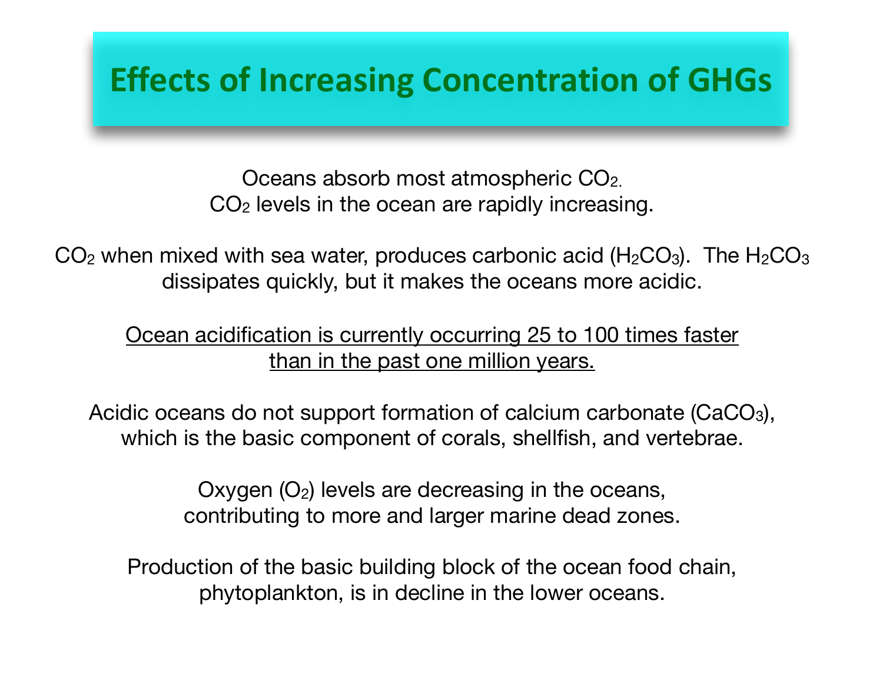# Effects of Increasing Concentration of GHGs

Oceans absorb most atmospheric $CO_2$.
$CO_2$ levels in the ocean are rapidly increasing.

$CO_2$ when mixed with sea water, produces carbonic acid ($H_2CO_3$). The $H_2CO_3$ dissipates quickly, but it makes the oceans more acidic.

<u>Ocean acidification is currently occurring 25 to 100 times faster than in the past one million years.</u>

Acidic oceans do not support formation of calcium carbonate ($CaCO_3$), which is the basic component of corals, shellfish, and vertebrae.

Oxygen ($O_2$) levels are decreasing in the oceans, contributing to more and larger marine dead zones.

Production of the basic building block of the ocean food chain, phytoplankton, is in decline in the lower oceans.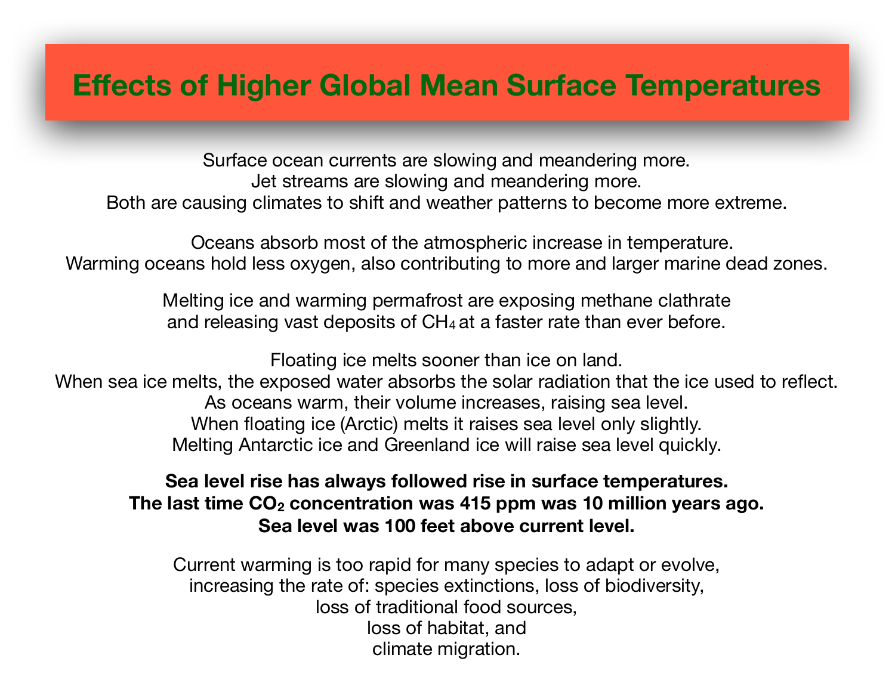# Effects of Higher Global Mean Surface Temperatures

Surface ocean currents are slowing and meandering more.
Jet streams are slowing and meandering more.
Both are causing climates to shift and weather patterns to become more extreme.

Oceans absorb most of the atmospheric increase in temperature.
Warming oceans hold less oxygen, also contributing to more and larger marine dead zones.

Melting ice and warming permafrost are exposing methane clathrate
and releasing vast deposits of $CH_4$ at a faster rate than ever before.

Floating ice melts sooner than ice on land.
When sea ice melts, the exposed water absorbs the solar radiation that the ice used to reflect.
As oceans warm, their volume increases, raising sea level.
When floating ice (Arctic) melts it raises sea level only slightly.
Melting Antarctic ice and Greenland ice will raise sea level quickly.

**Sea level rise has always followed rise in surface temperatures.**
**The last time $CO_2$ concentration was 415 ppm was 10 million years ago.**
**Sea level was 100 feet above current level.**

Current warming is too rapid for many species to adapt or evolve,
increasing the rate of: species extinctions, loss of biodiversity,
loss of traditional food sources,
loss of habitat, and
climate migration.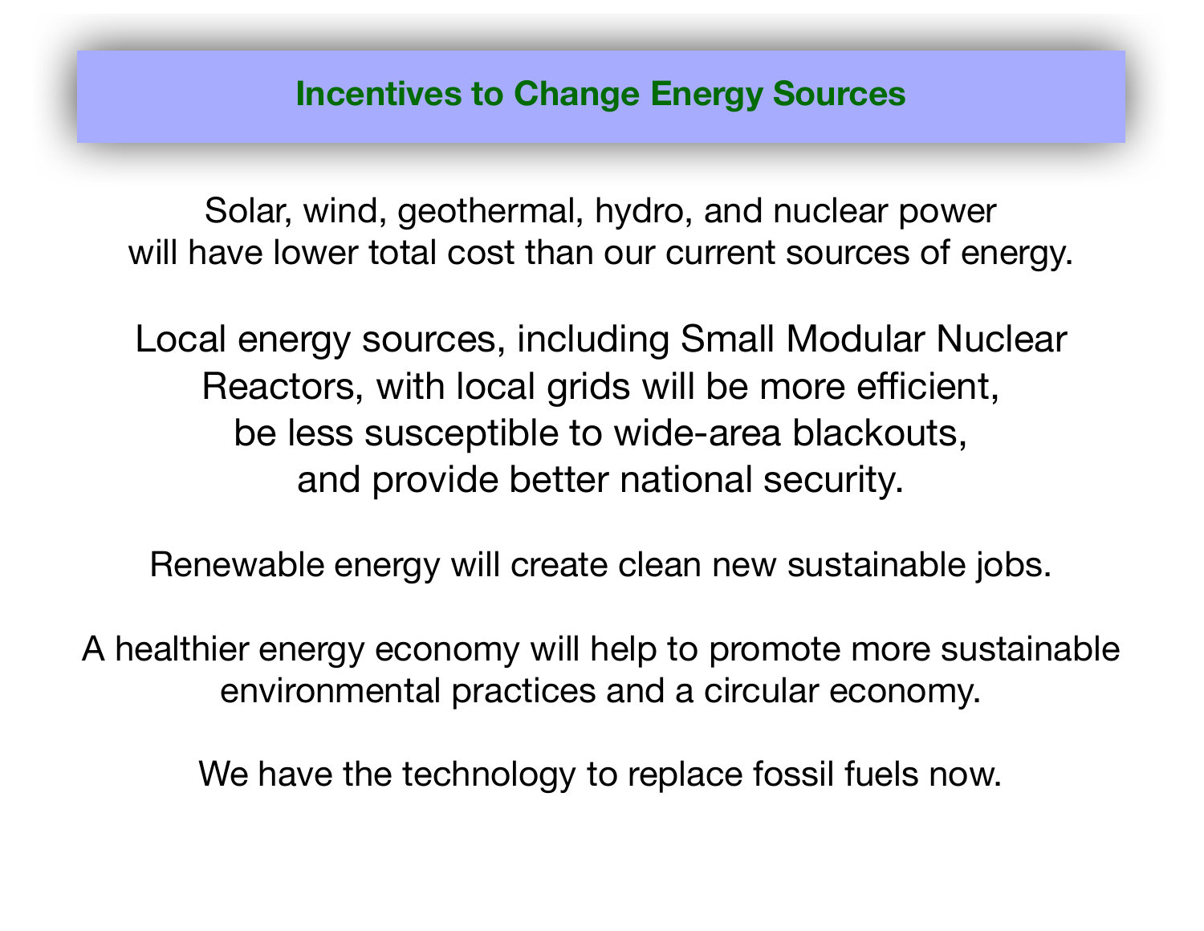# Incentives to Change Energy Sources

Solar, wind, geothermal, hydro, and nuclear power will have lower total cost than our current sources of energy.

Local energy sources, including Small Modular Nuclear Reactors, with local grids will be more efficient, be less susceptible to wide-area blackouts, and provide better national security.

Renewable energy will create clean new sustainable jobs.

A healthier energy economy will help to promote more sustainable environmental practices and a circular economy.

We have the technology to replace fossil fuels now.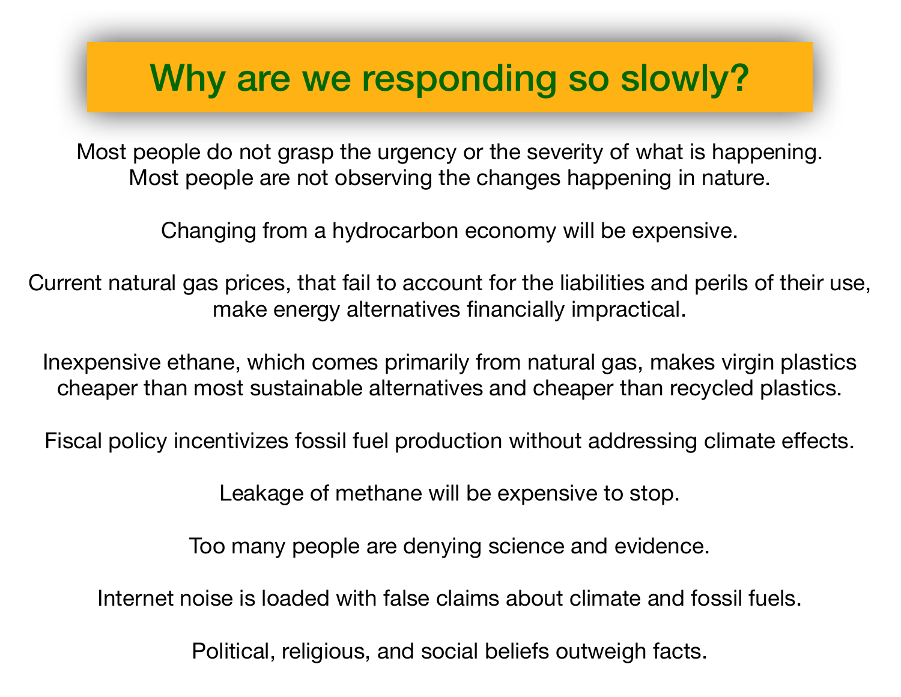# Why are we responding so slowly?

Most people do not grasp the urgency or the severity of what is happening.
Most people are not observing the changes happening in nature.

Changing from a hydrocarbon economy will be expensive.

Current natural gas prices, that fail to account for the liabilities and perils of their use, make energy alternatives financially impractical.

Inexpensive ethane, which comes primarily from natural gas, makes virgin plastics cheaper than most sustainable alternatives and cheaper than recycled plastics.

Fiscal policy incentivizes fossil fuel production without addressing climate effects.

Leakage of methane will be expensive to stop.

Too many people are denying science and evidence.

Internet noise is loaded with false claims about climate and fossil fuels.

Political, religious, and social beliefs outweigh facts.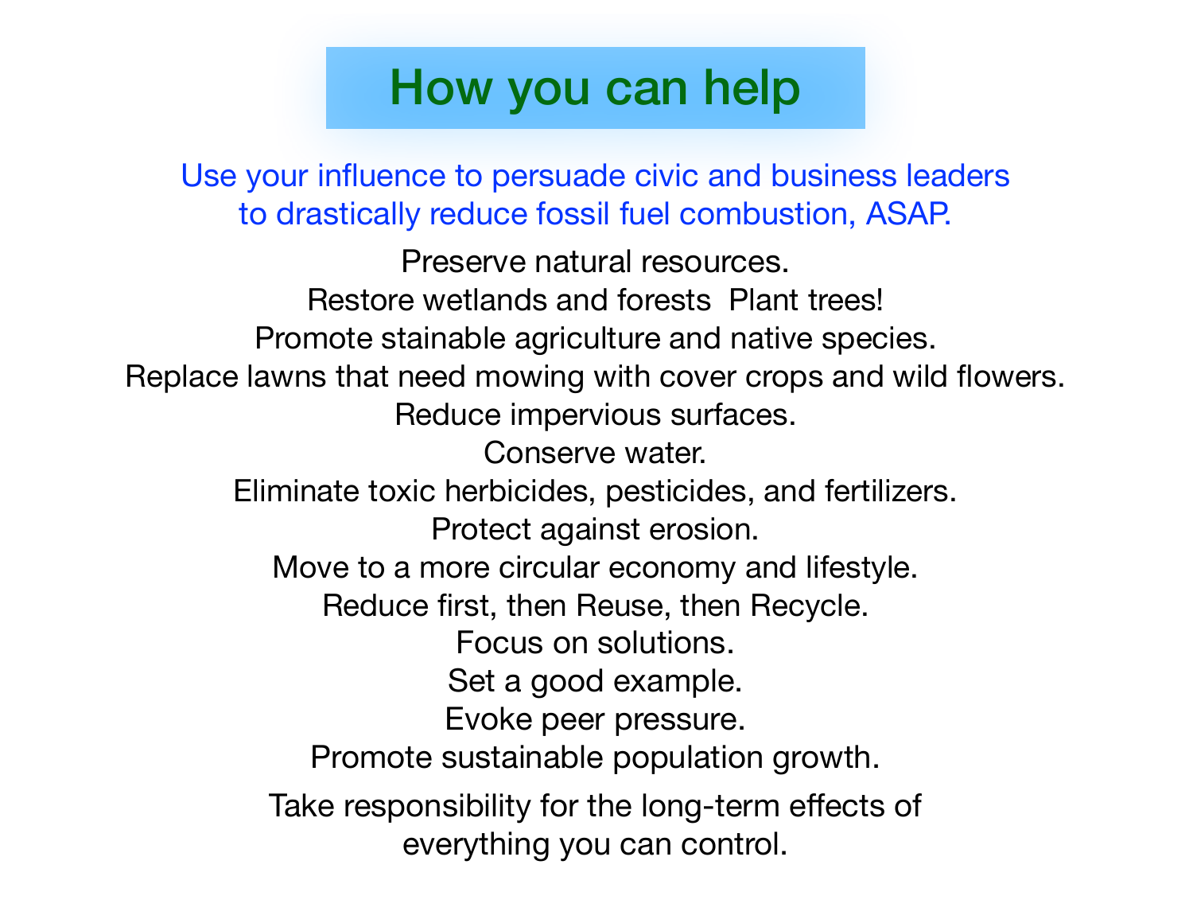# How you can help

Use your influence to persuade civic and business leaders to drastically reduce fossil fuel combustion, ASAP.

Preserve natural resources.
Restore wetlands and forests  Plant trees!
Promote stainable agriculture and native species.
Replace lawns that need mowing with cover crops and wild flowers.
Reduce impervious surfaces.
Conserve water.
Eliminate toxic herbicides, pesticides, and fertilizers.
Protect against erosion.
Move to a more circular economy and lifestyle.
Reduce first, then Reuse, then Recycle.
Focus on solutions.
Set a good example.
Evoke peer pressure.
Promote sustainable population growth.

Take responsibility for the long-term effects of everything you can control.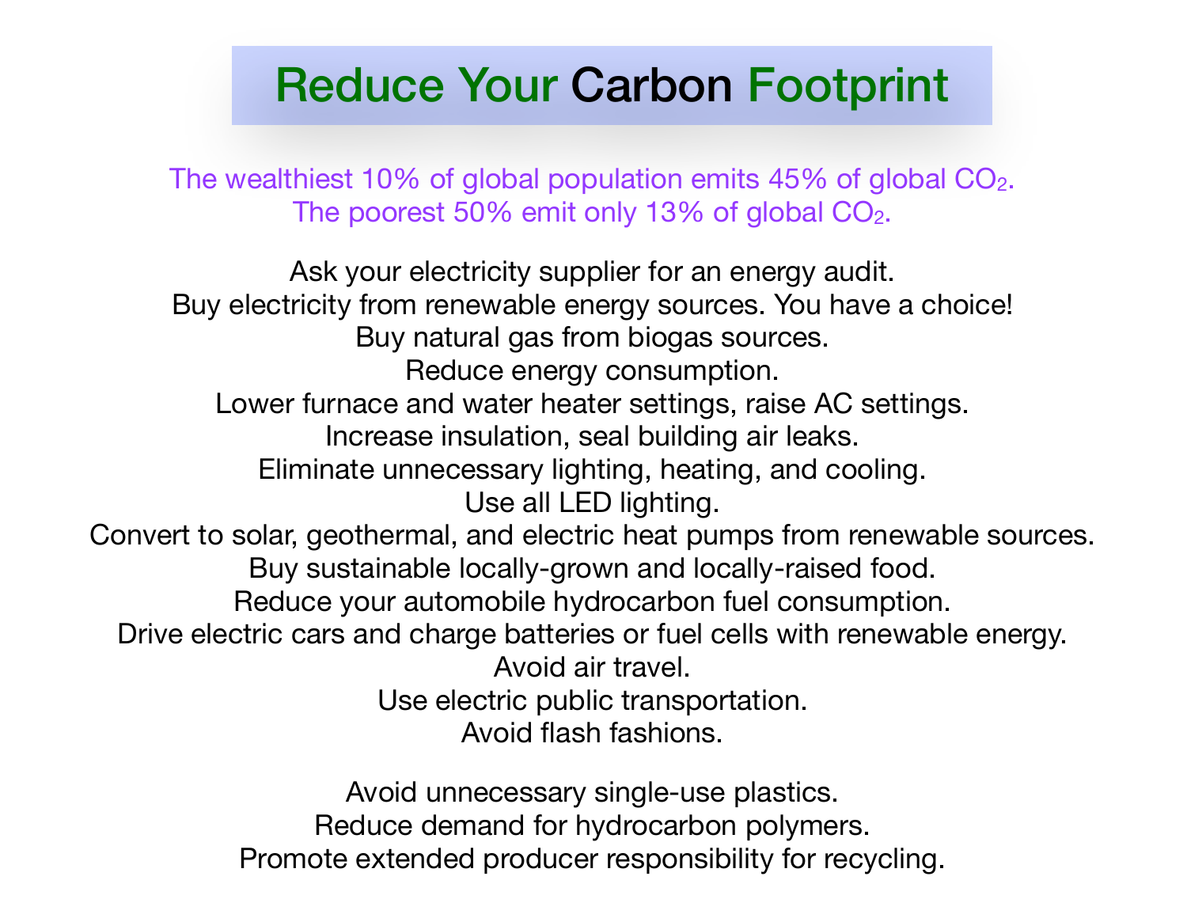# Reduce Your Carbon Footprint

The wealthiest 10% of global population emits 45% of global $CO_2$.
The poorest 50% emit only 13% of global $CO_2$.

Ask your electricity supplier for an energy audit.
Buy electricity from renewable energy sources. You have a choice!
Buy natural gas from biogas sources.
Reduce energy consumption.
Lower furnace and water heater settings, raise AC settings.
Increase insulation, seal building air leaks.
Eliminate unnecessary lighting, heating, and cooling.
Use all LED lighting.
Convert to solar, geothermal, and electric heat pumps from renewable sources.
Buy sustainable locally-grown and locally-raised food.
Reduce your automobile hydrocarbon fuel consumption.
Drive electric cars and charge batteries or fuel cells with renewable energy.
Avoid air travel.
Use electric public transportation.
Avoid flash fashions.

Avoid unnecessary single-use plastics.
Reduce demand for hydrocarbon polymers.
Promote extended producer responsibility for recycling.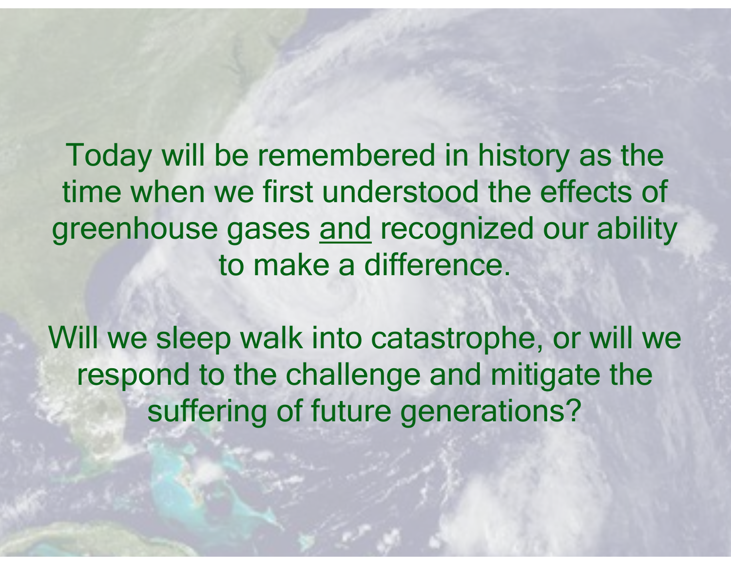Today will be remembered in history as the time when we first understood the effects of greenhouse gases <u>and</u> recognized our ability to make a difference.

Will we sleep walk into catastrophe, or will we respond to the challenge and mitigate the suffering of future generations?